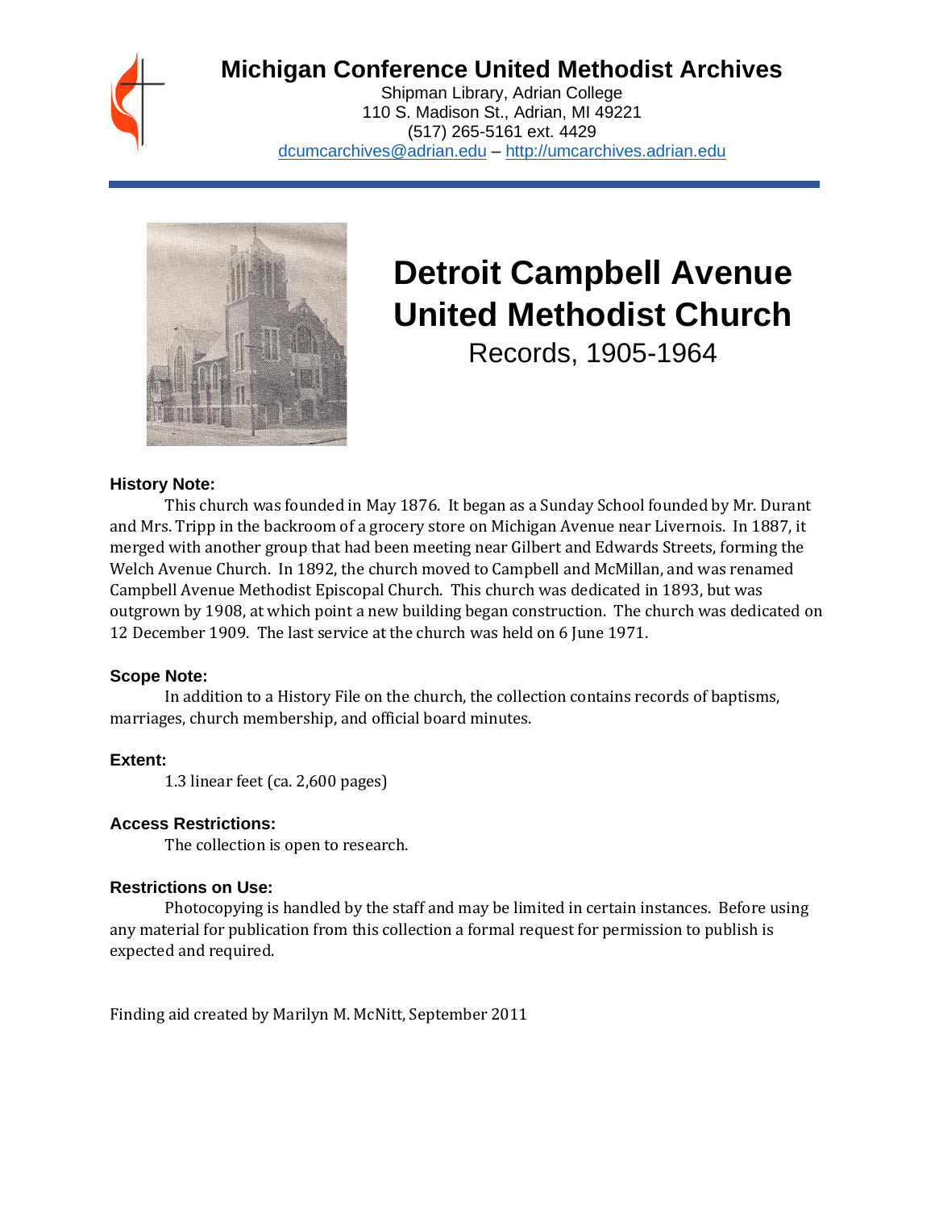# Michigan Conference United Methodist Archives

Shipman Library, Adrian College
110 S. Madison St., Adrian, MI 49221
(517) 265-5161 ext. 4429
dcumcarchives@adrian.edu – http://umcarchives.adrian.edu

# Detroit Campbell Avenue United Methodist Church

Records, 1905-1964

### History Note:

This church was founded in May 1876. It began as a Sunday School founded by Mr. Durant and Mrs. Tripp in the backroom of a grocery store on Michigan Avenue near Livernois. In 1887, it merged with another group that had been meeting near Gilbert and Edwards Streets, forming the Welch Avenue Church. In 1892, the church moved to Campbell and McMillan, and was renamed Campbell Avenue Methodist Episcopal Church. This church was dedicated in 1893, but was outgrown by 1908, at which point a new building began construction. The church was dedicated on 12 December 1909. The last service at the church was held on 6 June 1971.

### Scope Note:

In addition to a History File on the church, the collection contains records of baptisms, marriages, church membership, and official board minutes.

### Extent:

1.3 linear feet (ca. 2,600 pages)

### Access Restrictions:

The collection is open to research.

### Restrictions on Use:

Photocopying is handled by the staff and may be limited in certain instances. Before using any material for publication from this collection a formal request for permission to publish is expected and required.

Finding aid created by Marilyn M. McNitt, September 2011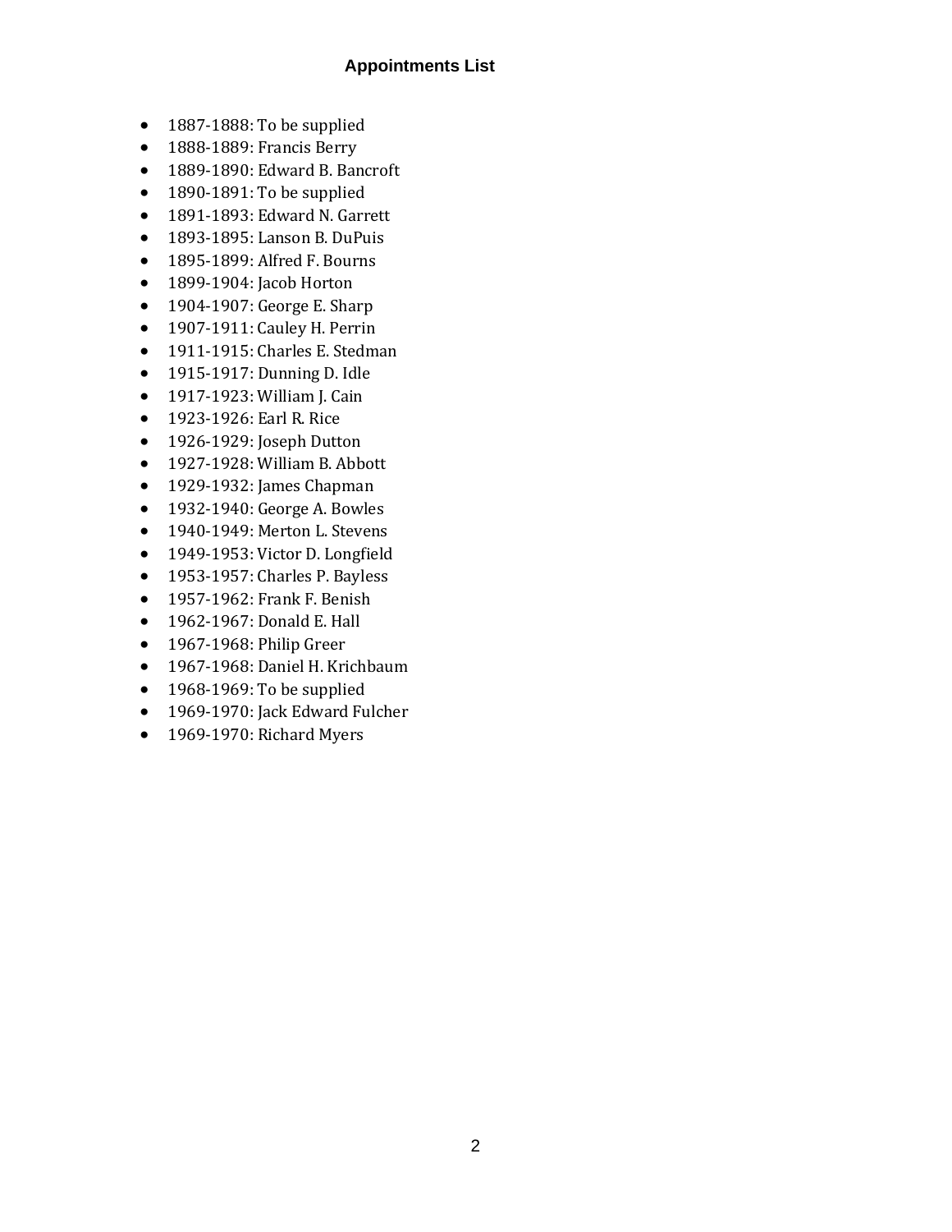## Appointments List

- 1887-1888: To be supplied
- 1888-1889: Francis Berry
- 1889-1890: Edward B. Bancroft
- 1890-1891: To be supplied
- 1891-1893: Edward N. Garrett
- 1893-1895: Lanson B. DuPuis
- 1895-1899: Alfred F. Bourns
- 1899-1904: Jacob Horton
- 1904-1907: George E. Sharp
- 1907-1911: Cauley H. Perrin
- 1911-1915: Charles E. Stedman
- 1915-1917: Dunning D. Idle
- 1917-1923: William J. Cain
- 1923-1926: Earl R. Rice
- 1926-1929: Joseph Dutton
- 1927-1928: William B. Abbott
- 1929-1932: James Chapman
- 1932-1940: George A. Bowles
- 1940-1949: Merton L. Stevens
- 1949-1953: Victor D. Longfield
- 1953-1957: Charles P. Bayless
- 1957-1962: Frank F. Benish
- 1962-1967: Donald E. Hall
- 1967-1968: Philip Greer
- 1967-1968: Daniel H. Krichbaum
- 1968-1969: To be supplied
- 1969-1970: Jack Edward Fulcher
- 1969-1970: Richard Myers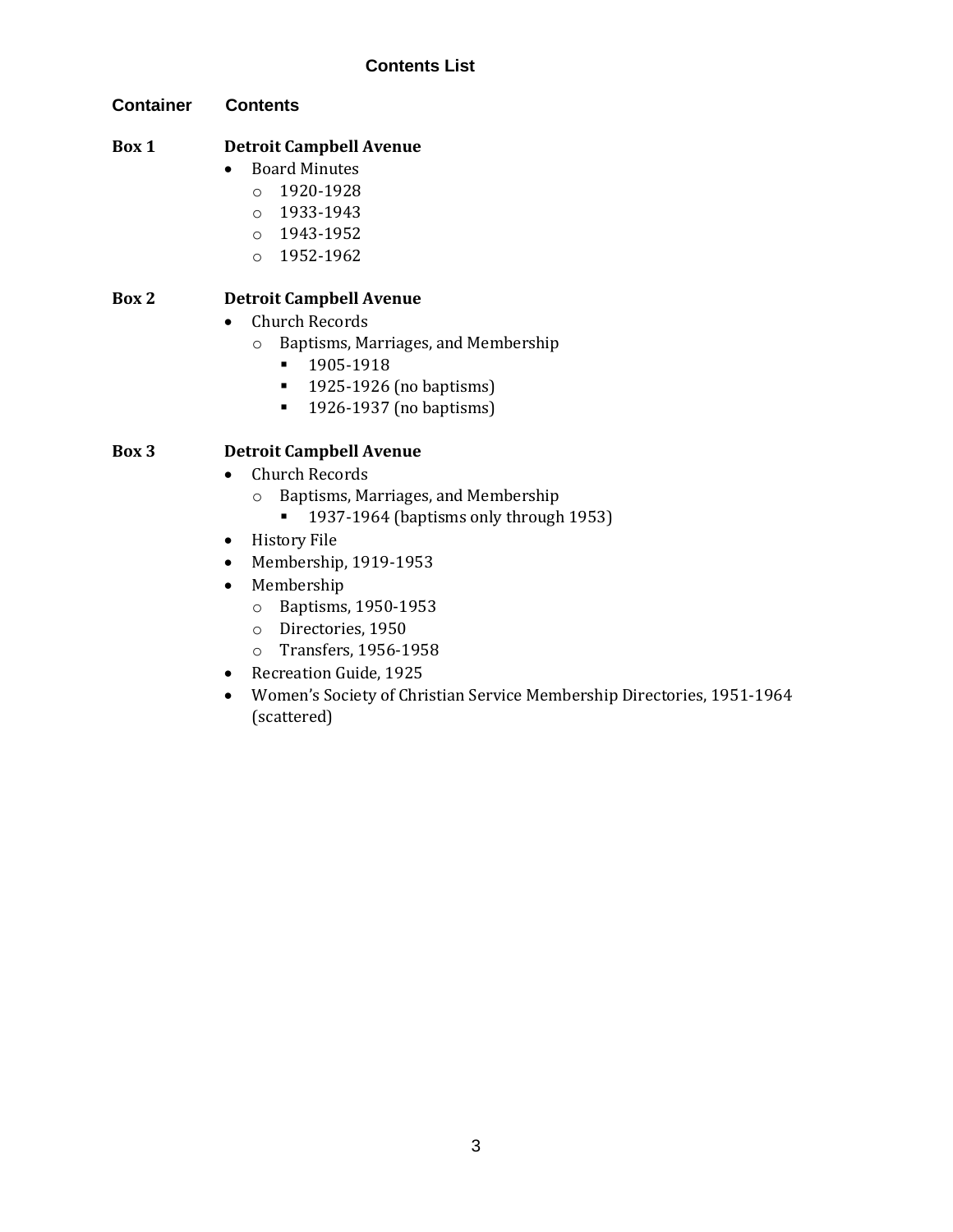## Contents List

**Container** **Contents**

**Box 1** **Detroit Campbell Avenue**

- Board Minutes
  - 1920-1928
  - 1933-1943
  - 1943-1952
  - 1952-1962

**Box 2** **Detroit Campbell Avenue**

- Church Records
  - Baptisms, Marriages, and Membership
    - 1905-1918
    - 1925-1926 (no baptisms)
    - 1926-1937 (no baptisms)

**Box 3** **Detroit Campbell Avenue**

- Church Records
  - Baptisms, Marriages, and Membership
    - 1937-1964 (baptisms only through 1953)
- History File
- Membership, 1919-1953
- Membership
  - Baptisms, 1950-1953
  - Directories, 1950
  - Transfers, 1956-1958
- Recreation Guide, 1925
- Women's Society of Christian Service Membership Directories, 1951-1964 (scattered)